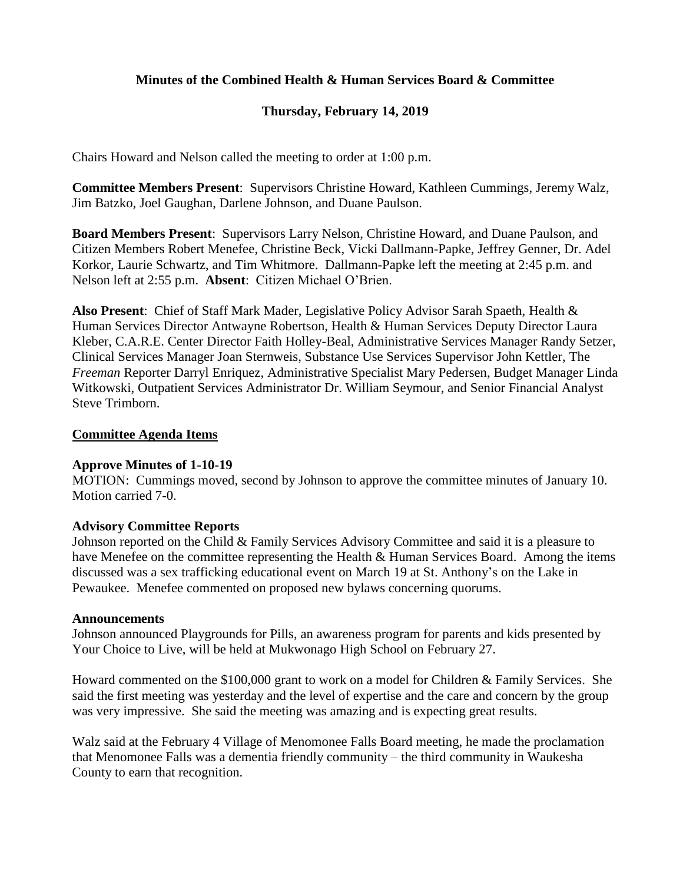**Minutes of the Combined Health & Human Services Board & Committee**

**Thursday, February 14, 2019**

Chairs Howard and Nelson called the meeting to order at 1:00 p.m.

**Committee Members Present**: Supervisors Christine Howard, Kathleen Cummings, Jeremy Walz, Jim Batzko, Joel Gaughan, Darlene Johnson, and Duane Paulson.

**Board Members Present**: Supervisors Larry Nelson, Christine Howard, and Duane Paulson, and Citizen Members Robert Menefee, Christine Beck, Vicki Dallmann-Papke, Jeffrey Genner, Dr. Adel Korkor, Laurie Schwartz, and Tim Whitmore. Dallmann-Papke left the meeting at 2:45 p.m. and Nelson left at 2:55 p.m. **Absent**: Citizen Michael O'Brien.

**Also Present**: Chief of Staff Mark Mader, Legislative Policy Advisor Sarah Spaeth, Health & Human Services Director Antwayne Robertson, Health & Human Services Deputy Director Laura Kleber, C.A.R.E. Center Director Faith Holley-Beal, Administrative Services Manager Randy Setzer, Clinical Services Manager Joan Sternweis, Substance Use Services Supervisor John Kettler, The *Freeman* Reporter Darryl Enriquez, Administrative Specialist Mary Pedersen, Budget Manager Linda Witkowski, Outpatient Services Administrator Dr. William Seymour, and Senior Financial Analyst Steve Trimborn.

## Committee Agenda Items

**Approve Minutes of 1-10-19**

MOTION: Cummings moved, second by Johnson to approve the committee minutes of January 10. Motion carried 7-0.

**Advisory Committee Reports**

Johnson reported on the Child & Family Services Advisory Committee and said it is a pleasure to have Menefee on the committee representing the Health & Human Services Board. Among the items discussed was a sex trafficking educational event on March 19 at St. Anthony's on the Lake in Pewaukee. Menefee commented on proposed new bylaws concerning quorums.

**Announcements**

Johnson announced Playgrounds for Pills, an awareness program for parents and kids presented by Your Choice to Live, will be held at Mukwonago High School on February 27.

Howard commented on the $100,000 grant to work on a model for Children & Family Services. She said the first meeting was yesterday and the level of expertise and the care and concern by the group was very impressive. She said the meeting was amazing and is expecting great results.

Walz said at the February 4 Village of Menomonee Falls Board meeting, he made the proclamation that Menomonee Falls was a dementia friendly community – the third community in Waukesha County to earn that recognition.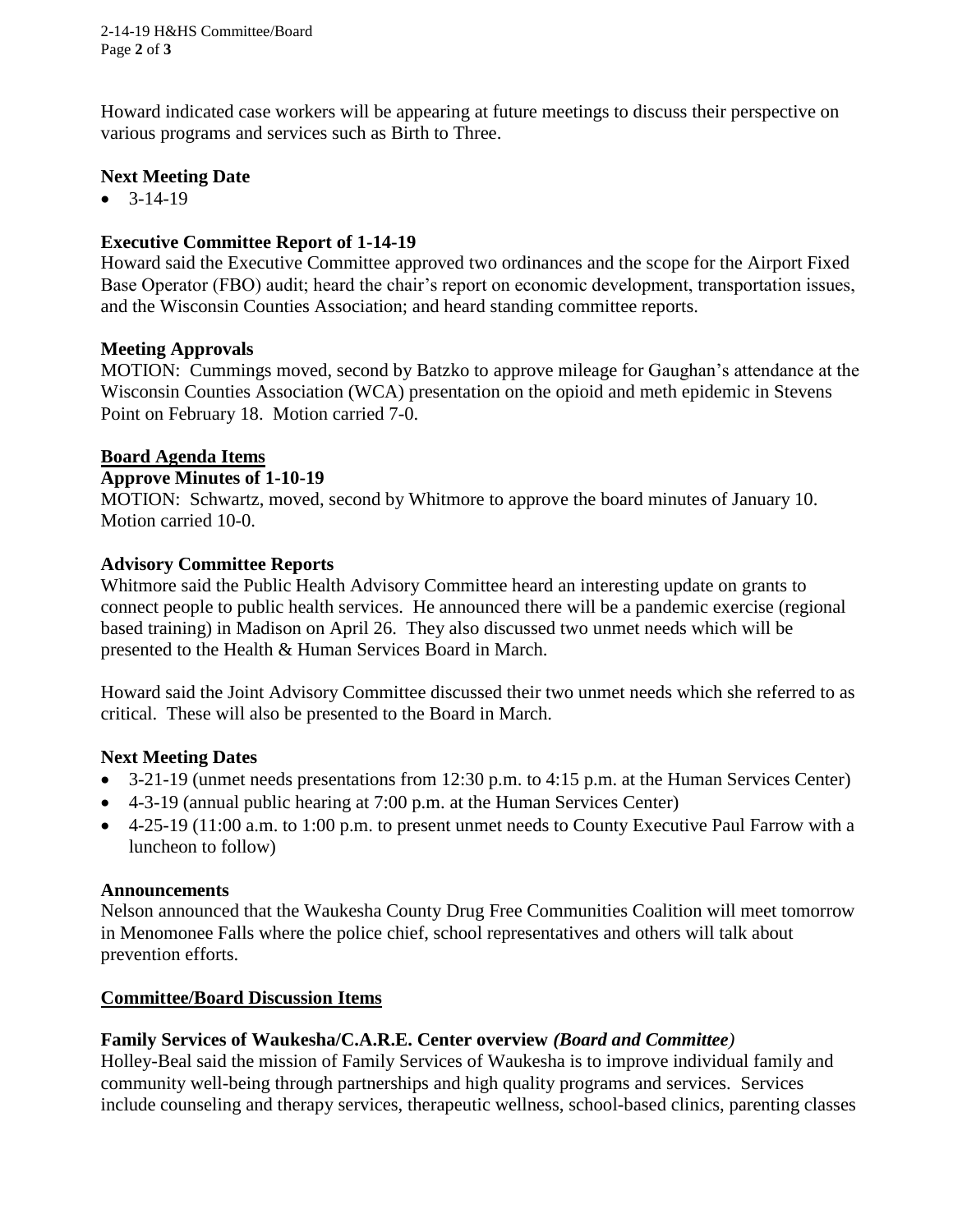Howard indicated case workers will be appearing at future meetings to discuss their perspective on various programs and services such as Birth to Three.

**Next Meeting Date**

- 3-14-19

**Executive Committee Report of 1-14-19**

Howard said the Executive Committee approved two ordinances and the scope for the Airport Fixed Base Operator (FBO) audit; heard the chair's report on economic development, transportation issues, and the Wisconsin Counties Association; and heard standing committee reports.

**Meeting Approvals**

MOTION: Cummings moved, second by Batzko to approve mileage for Gaughan's attendance at the Wisconsin Counties Association (WCA) presentation on the opioid and meth epidemic in Stevens Point on February 18. Motion carried 7-0.

**Board Agenda Items**

**Approve Minutes of 1-10-19**

MOTION: Schwartz, moved, second by Whitmore to approve the board minutes of January 10. Motion carried 10-0.

**Advisory Committee Reports**

Whitmore said the Public Health Advisory Committee heard an interesting update on grants to connect people to public health services. He announced there will be a pandemic exercise (regional based training) in Madison on April 26. They also discussed two unmet needs which will be presented to the Health & Human Services Board in March.

Howard said the Joint Advisory Committee discussed their two unmet needs which she referred to as critical. These will also be presented to the Board in March.

**Next Meeting Dates**

- 3-21-19 (unmet needs presentations from 12:30 p.m. to 4:15 p.m. at the Human Services Center)
- 4-3-19 (annual public hearing at 7:00 p.m. at the Human Services Center)
- 4-25-19 (11:00 a.m. to 1:00 p.m. to present unmet needs to County Executive Paul Farrow with a luncheon to follow)

**Announcements**

Nelson announced that the Waukesha County Drug Free Communities Coalition will meet tomorrow in Menomonee Falls where the police chief, school representatives and others will talk about prevention efforts.

**Committee/Board Discussion Items**

**Family Services of Waukesha/C.A.R.E. Center overview *(Board and Committee)***

Holley-Beal said the mission of Family Services of Waukesha is to improve individual family and community well-being through partnerships and high quality programs and services. Services include counseling and therapy services, therapeutic wellness, school-based clinics, parenting classes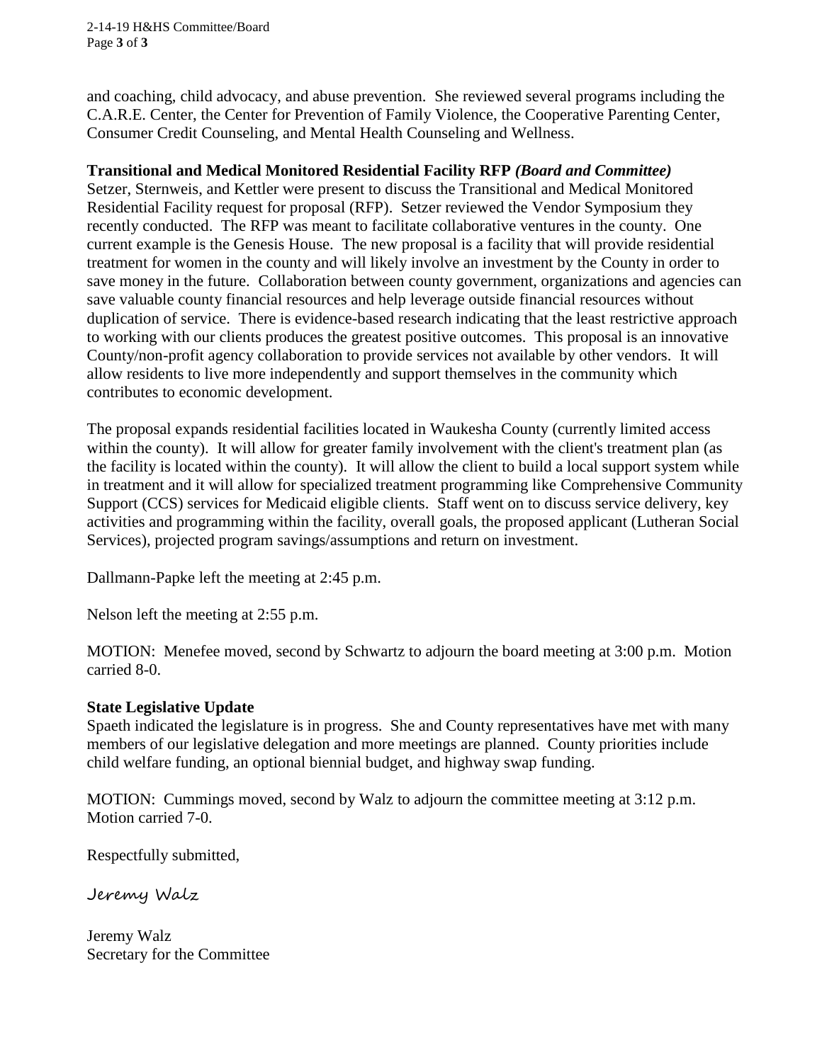and coaching, child advocacy, and abuse prevention. She reviewed several programs including the C.A.R.E. Center, the Center for Prevention of Family Violence, the Cooperative Parenting Center, Consumer Credit Counseling, and Mental Health Counseling and Wellness.

**Transitional and Medical Monitored Residential Facility RFP *(Board and Committee)***
Setzer, Sternweis, and Kettler were present to discuss the Transitional and Medical Monitored Residential Facility request for proposal (RFP). Setzer reviewed the Vendor Symposium they recently conducted. The RFP was meant to facilitate collaborative ventures in the county. One current example is the Genesis House. The new proposal is a facility that will provide residential treatment for women in the county and will likely involve an investment by the County in order to save money in the future. Collaboration between county government, organizations and agencies can save valuable county financial resources and help leverage outside financial resources without duplication of service. There is evidence-based research indicating that the least restrictive approach to working with our clients produces the greatest positive outcomes. This proposal is an innovative County/non-profit agency collaboration to provide services not available by other vendors. It will allow residents to live more independently and support themselves in the community which contributes to economic development.

The proposal expands residential facilities located in Waukesha County (currently limited access within the county). It will allow for greater family involvement with the client's treatment plan (as the facility is located within the county). It will allow the client to build a local support system while in treatment and it will allow for specialized treatment programming like Comprehensive Community Support (CCS) services for Medicaid eligible clients. Staff went on to discuss service delivery, key activities and programming within the facility, overall goals, the proposed applicant (Lutheran Social Services), projected program savings/assumptions and return on investment.

Dallmann-Papke left the meeting at 2:45 p.m.

Nelson left the meeting at 2:55 p.m.

MOTION: Menefee moved, second by Schwartz to adjourn the board meeting at 3:00 p.m. Motion carried 8-0.

**State Legislative Update**
Spaeth indicated the legislature is in progress. She and County representatives have met with many members of our legislative delegation and more meetings are planned. County priorities include child welfare funding, an optional biennial budget, and highway swap funding.

MOTION: Cummings moved, second by Walz to adjourn the committee meeting at 3:12 p.m. Motion carried 7-0.

Respectfully submitted,

Jeremy Walz

Jeremy Walz
Secretary for the Committee